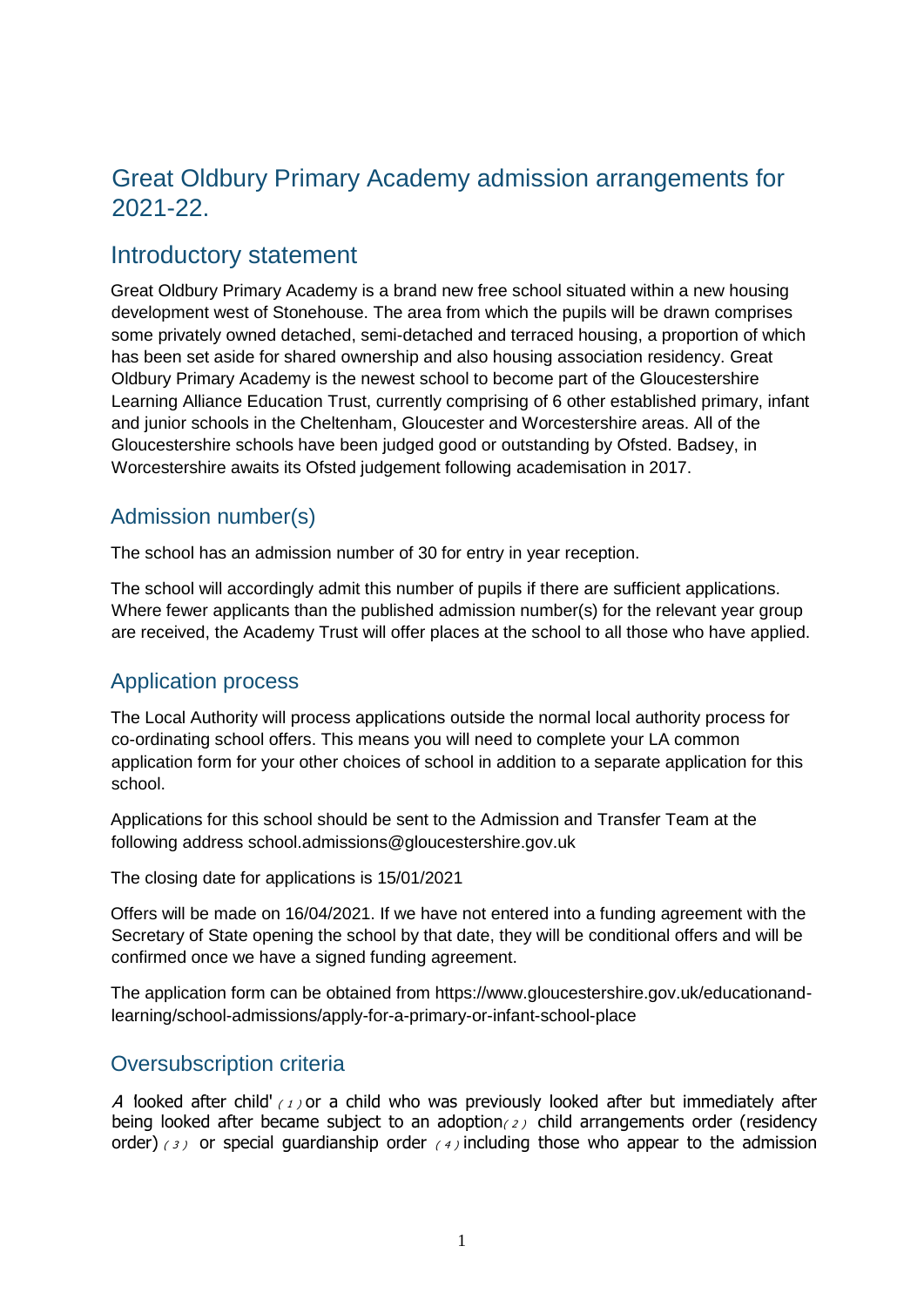# Great Oldbury Primary Academy admission arrangements for 2021-22.

## Introductory statement

Great Oldbury Primary Academy is a brand new free school situated within a new housing development west of Stonehouse. The area from which the pupils will be drawn comprises some privately owned detached, semi-detached and terraced housing, a proportion of which has been set aside for shared ownership and also housing association residency. Great Oldbury Primary Academy is the newest school to become part of the Gloucestershire Learning Alliance Education Trust, currently comprising of 6 other established primary, infant and junior schools in the Cheltenham, Gloucester and Worcestershire areas. All of the Gloucestershire schools have been judged good or outstanding by Ofsted. Badsey, in Worcestershire awaits its Ofsted judgement following academisation in 2017.

### Admission number(s)

The school has an admission number of 30 for entry in year reception.

The school will accordingly admit this number of pupils if there are sufficient applications. Where fewer applicants than the published admission number(s) for the relevant year group are received, the Academy Trust will offer places at the school to all those who have applied.

### Application process

The Local Authority will process applications outside the normal local authority process for co-ordinating school offers. This means you will need to complete your LA common application form for your other choices of school in addition to a separate application for this school.

Applications for this school should be sent to the Admission and Transfer Team at the following address school.admissions@gloucestershire.gov.uk

The closing date for applications is 15/01/2021

Offers will be made on 16/04/2021. If we have not entered into a funding agreement with the Secretary of State opening the school by that date, they will be conditional offers and will be confirmed once we have a signed funding agreement.

The application form can be obtained from https://www.gloucestershire.gov.uk/educationand-learning/school-admissions/apply-for-a-primary-or-infant-school-place

### Oversubscription criteria

A 'looked after child' (1) or a child who was previously looked after but immediately after being looked after became subject to an adoption(2) child arrangements order (residency order) (3) or special guardianship order (4) including those who appear to the admission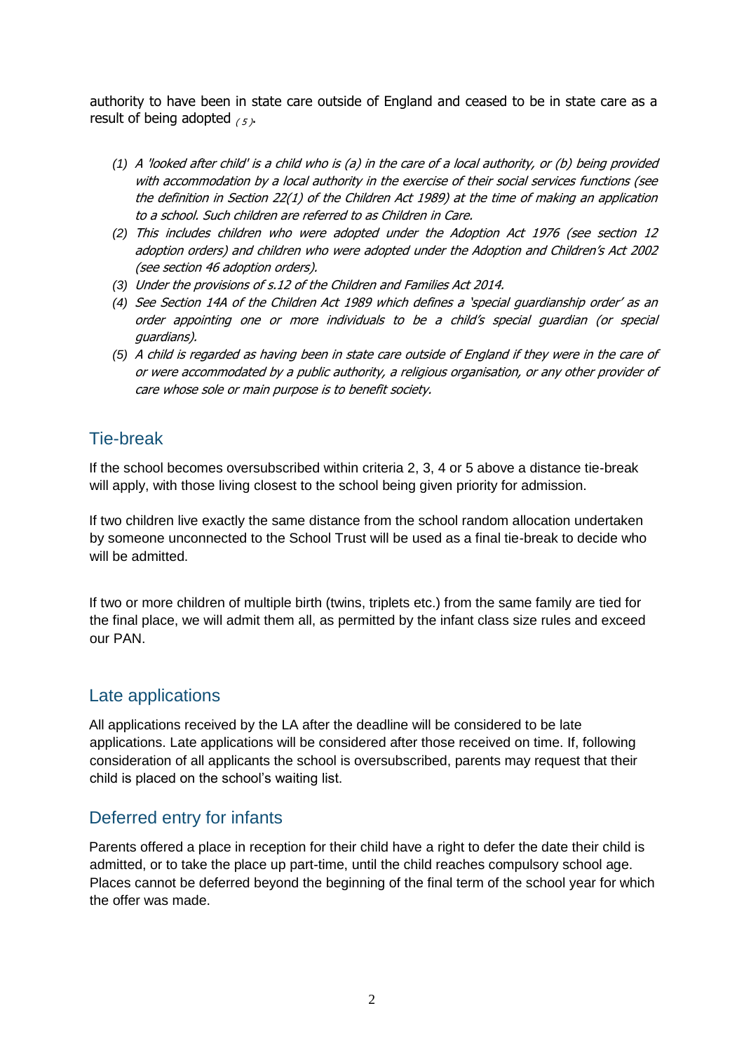authority to have been in state care outside of England and ceased to be in state care as a result of being adopted (5).

*(1) A 'looked after child' is a child who is (a) in the care of a local authority, or (b) being provided with accommodation by a local authority in the exercise of their social services functions (see the definition in Section 22(1) of the Children Act 1989) at the time of making an application to a school. Such children are referred to as Children in Care.*

*(2) This includes children who were adopted under the Adoption Act 1976 (see section 12 adoption orders) and children who were adopted under the Adoption and Children's Act 2002 (see section 46 adoption orders).*

*(3) Under the provisions of s.12 of the Children and Families Act 2014.*

*(4) See Section 14A of the Children Act 1989 which defines a 'special guardianship order' as an order appointing one or more individuals to be a child's special guardian (or special guardians).*

*(5) A child is regarded as having been in state care outside of England if they were in the care of or were accommodated by a public authority, a religious organisation, or any other provider of care whose sole or main purpose is to benefit society.*

## Tie-break

If the school becomes oversubscribed within criteria 2, 3, 4 or 5 above a distance tie-break will apply, with those living closest to the school being given priority for admission.

If two children live exactly the same distance from the school random allocation undertaken by someone unconnected to the School Trust will be used as a final tie-break to decide who will be admitted.

If two or more children of multiple birth (twins, triplets etc.) from the same family are tied for the final place, we will admit them all, as permitted by the infant class size rules and exceed our PAN.

## Late applications

All applications received by the LA after the deadline will be considered to be late applications. Late applications will be considered after those received on time. If, following consideration of all applicants the school is oversubscribed, parents may request that their child is placed on the school's waiting list.

## Deferred entry for infants

Parents offered a place in reception for their child have a right to defer the date their child is admitted, or to take the place up part-time, until the child reaches compulsory school age. Places cannot be deferred beyond the beginning of the final term of the school year for which the offer was made.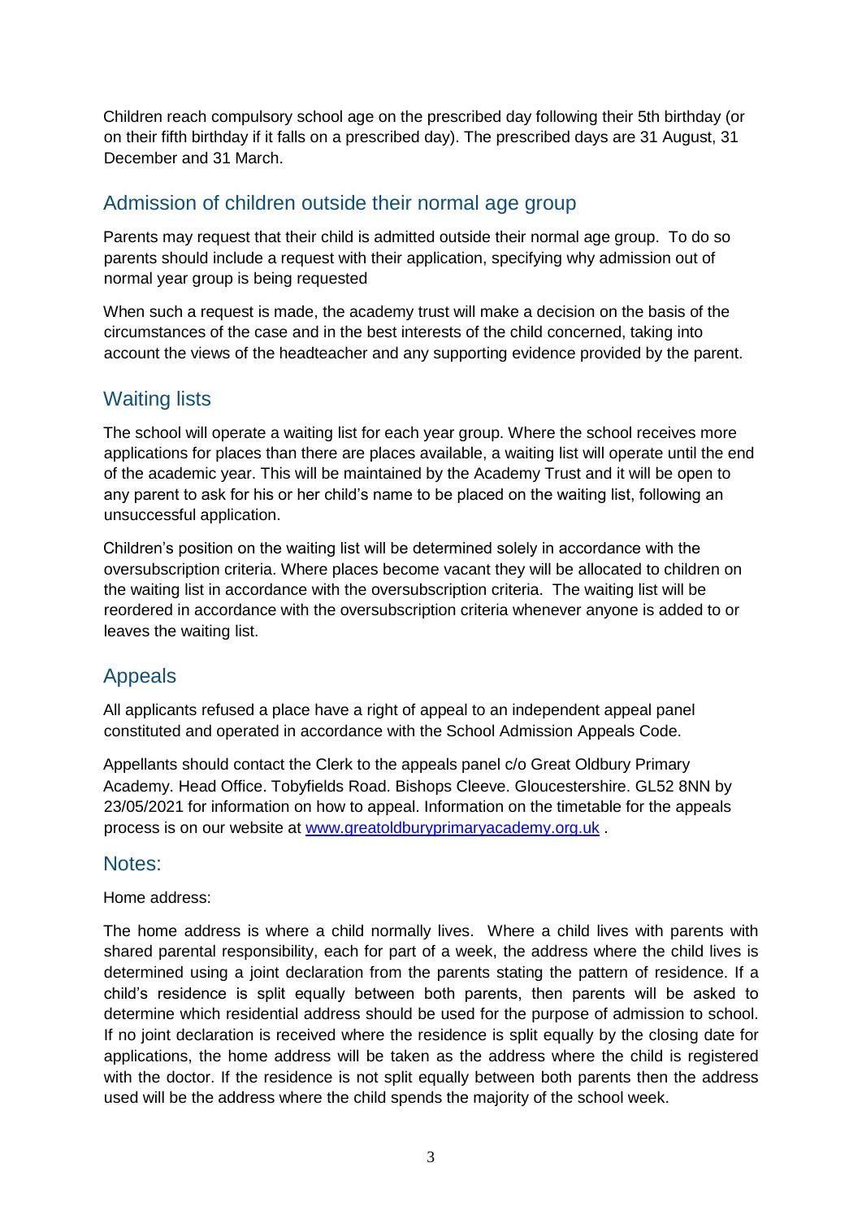Children reach compulsory school age on the prescribed day following their 5th birthday (or on their fifth birthday if it falls on a prescribed day). The prescribed days are 31 August, 31 December and 31 March.

## Admission of children outside their normal age group

Parents may request that their child is admitted outside their normal age group. To do so parents should include a request with their application, specifying why admission out of normal year group is being requested

When such a request is made, the academy trust will make a decision on the basis of the circumstances of the case and in the best interests of the child concerned, taking into account the views of the headteacher and any supporting evidence provided by the parent.

## Waiting lists

The school will operate a waiting list for each year group. Where the school receives more applications for places than there are places available, a waiting list will operate until the end of the academic year. This will be maintained by the Academy Trust and it will be open to any parent to ask for his or her child's name to be placed on the waiting list, following an unsuccessful application.

Children's position on the waiting list will be determined solely in accordance with the oversubscription criteria. Where places become vacant they will be allocated to children on the waiting list in accordance with the oversubscription criteria. The waiting list will be reordered in accordance with the oversubscription criteria whenever anyone is added to or leaves the waiting list.

## Appeals

All applicants refused a place have a right of appeal to an independent appeal panel constituted and operated in accordance with the School Admission Appeals Code.

Appellants should contact the Clerk to the appeals panel c/o Great Oldbury Primary Academy. Head Office. Tobyfields Road. Bishops Cleeve. Gloucestershire. GL52 8NN by 23/05/2021 for information on how to appeal. Information on the timetable for the appeals process is on our website at [www.greatoldburyprimaryacademy.org.uk](http://www.greatoldburyprimaryacademy.org.uk) .

## Notes:

Home address:

The home address is where a child normally lives. Where a child lives with parents with shared parental responsibility, each for part of a week, the address where the child lives is determined using a joint declaration from the parents stating the pattern of residence. If a child's residence is split equally between both parents, then parents will be asked to determine which residential address should be used for the purpose of admission to school. If no joint declaration is received where the residence is split equally by the closing date for applications, the home address will be taken as the address where the child is registered with the doctor. If the residence is not split equally between both parents then the address used will be the address where the child spends the majority of the school week.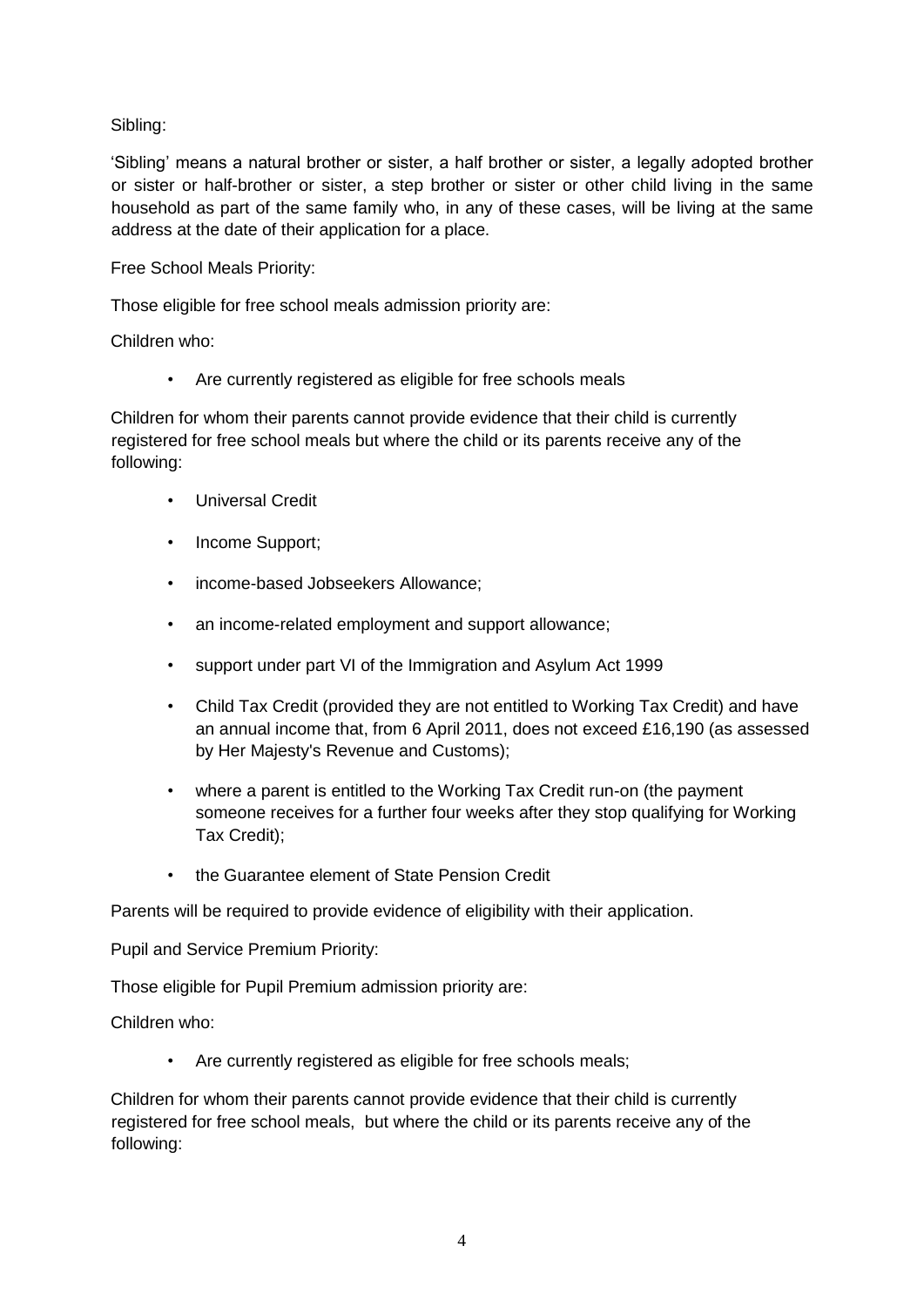Sibling:

'Sibling' means a natural brother or sister, a half brother or sister, a legally adopted brother or sister or half-brother or sister, a step brother or sister or other child living in the same household as part of the same family who, in any of these cases, will be living at the same address at the date of their application for a place.

Free School Meals Priority:

Those eligible for free school meals admission priority are:

Children who:

- Are currently registered as eligible for free schools meals

Children for whom their parents cannot provide evidence that their child is currently registered for free school meals but where the child or its parents receive any of the following:

- Universal Credit
- Income Support;
- income-based Jobseekers Allowance;
- an income-related employment and support allowance;
- support under part VI of the Immigration and Asylum Act 1999
- Child Tax Credit (provided they are not entitled to Working Tax Credit) and have an annual income that, from 6 April 2011, does not exceed £16,190 (as assessed by Her Majesty's Revenue and Customs);
- where a parent is entitled to the Working Tax Credit run-on (the payment someone receives for a further four weeks after they stop qualifying for Working Tax Credit);
- the Guarantee element of State Pension Credit

Parents will be required to provide evidence of eligibility with their application.

Pupil and Service Premium Priority:

Those eligible for Pupil Premium admission priority are:

Children who:

- Are currently registered as eligible for free schools meals;

Children for whom their parents cannot provide evidence that their child is currently registered for free school meals, but where the child or its parents receive any of the following: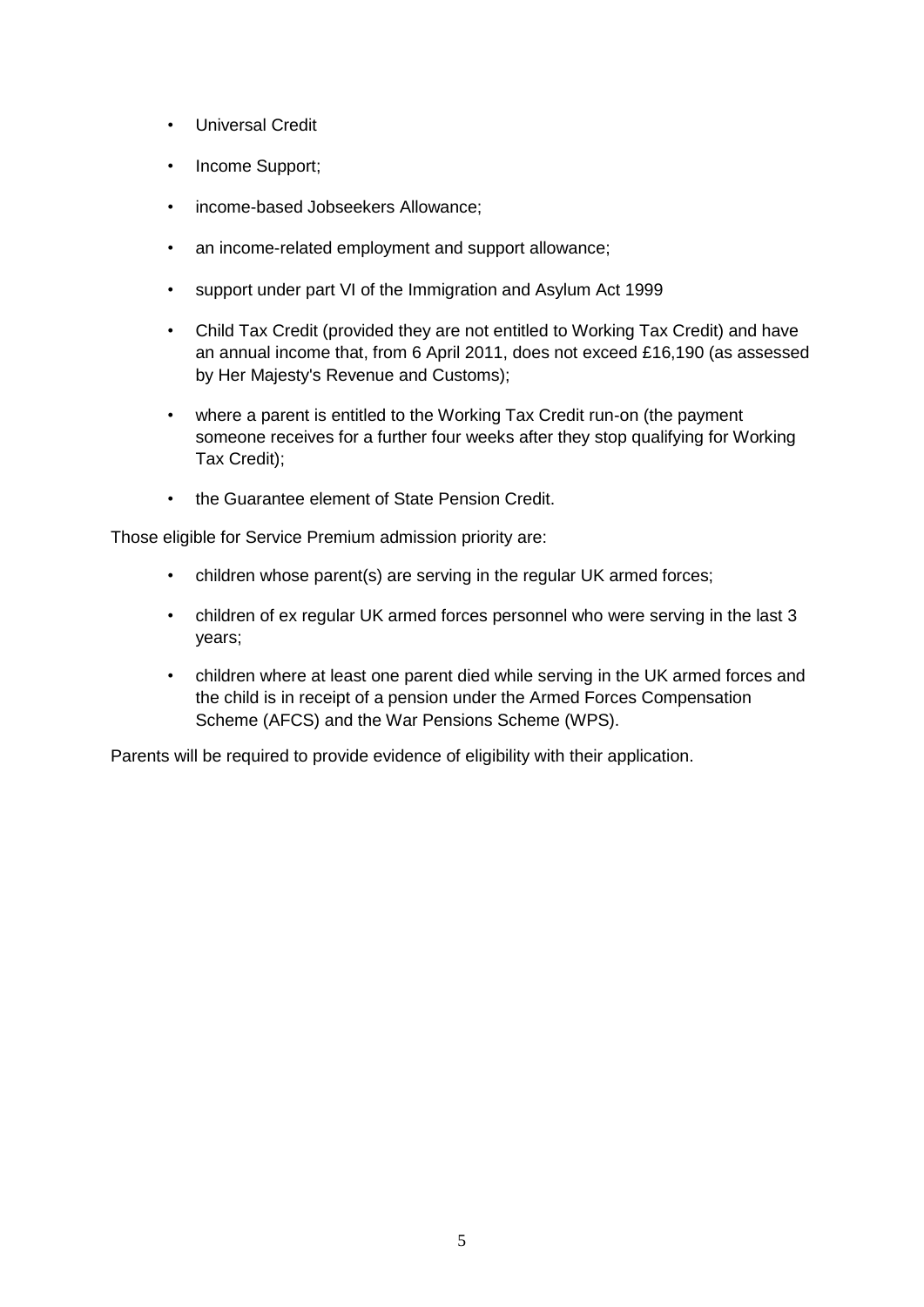- Universal Credit
- Income Support;
- income-based Jobseekers Allowance;
- an income-related employment and support allowance;
- support under part VI of the Immigration and Asylum Act 1999
- Child Tax Credit (provided they are not entitled to Working Tax Credit) and have an annual income that, from 6 April 2011, does not exceed £16,190 (as assessed by Her Majesty's Revenue and Customs);
- where a parent is entitled to the Working Tax Credit run-on (the payment someone receives for a further four weeks after they stop qualifying for Working Tax Credit);
- the Guarantee element of State Pension Credit.

Those eligible for Service Premium admission priority are:

- children whose parent(s) are serving in the regular UK armed forces;
- children of ex regular UK armed forces personnel who were serving in the last 3 years;
- children where at least one parent died while serving in the UK armed forces and the child is in receipt of a pension under the Armed Forces Compensation Scheme (AFCS) and the War Pensions Scheme (WPS).

Parents will be required to provide evidence of eligibility with their application.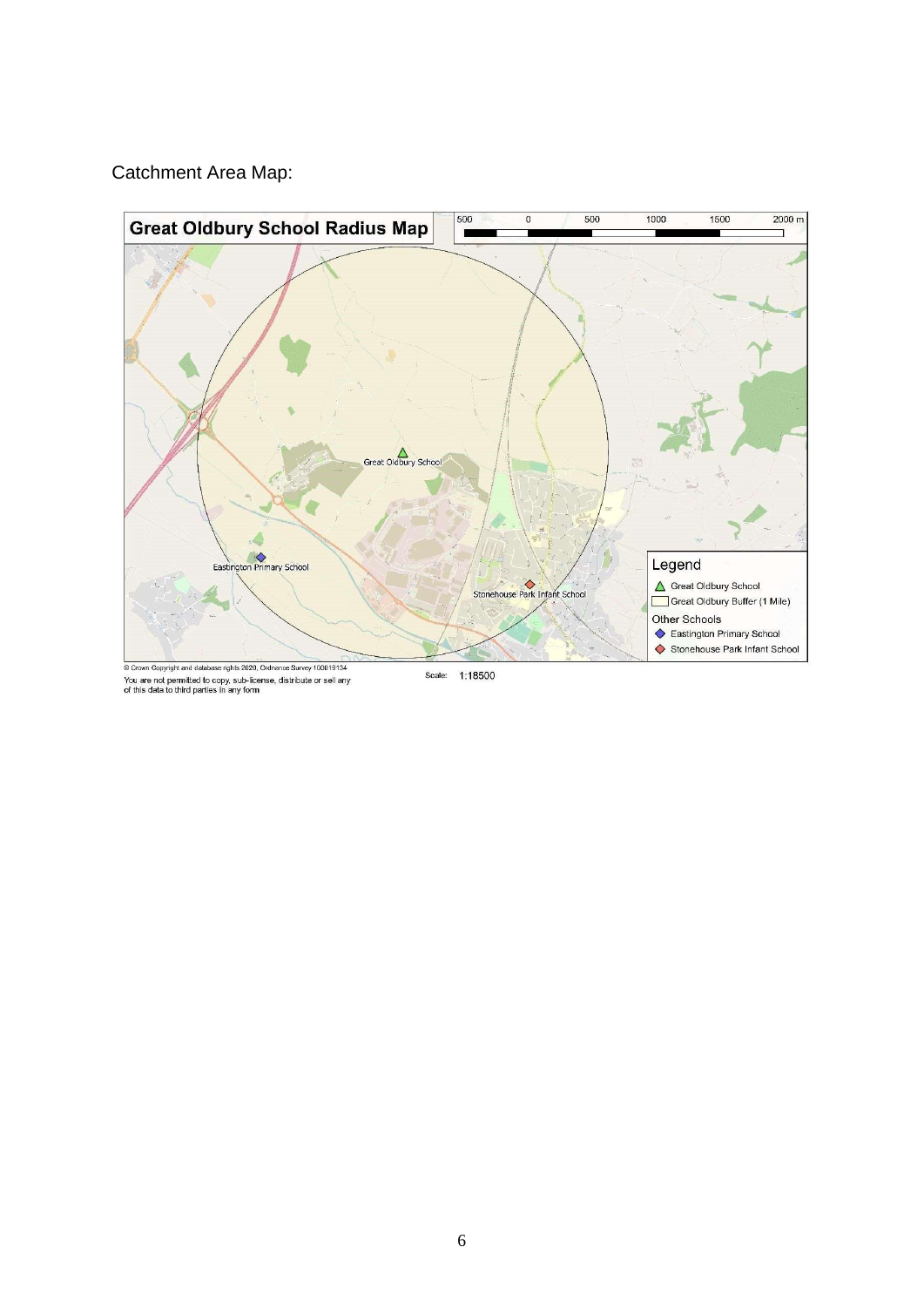Catchment Area Map:

Great Oldbury School Radius Map

500 0 500 1000 1500 2000 m

Great Oldbury School

Eastington Primary School

Stonehouse Park Infant School

Legend

Great Oldbury School

Great Oldbury Buffer (1 Mile)

Other Schools

Eastington Primary School

Stonehouse Park Infant School

© Crown Copyright and database rights 2020, Ordnance Survey 100019134

You are not permitted to copy, sub-license, distribute or sell any of this data to third parties in any form

Scale: 1:18500